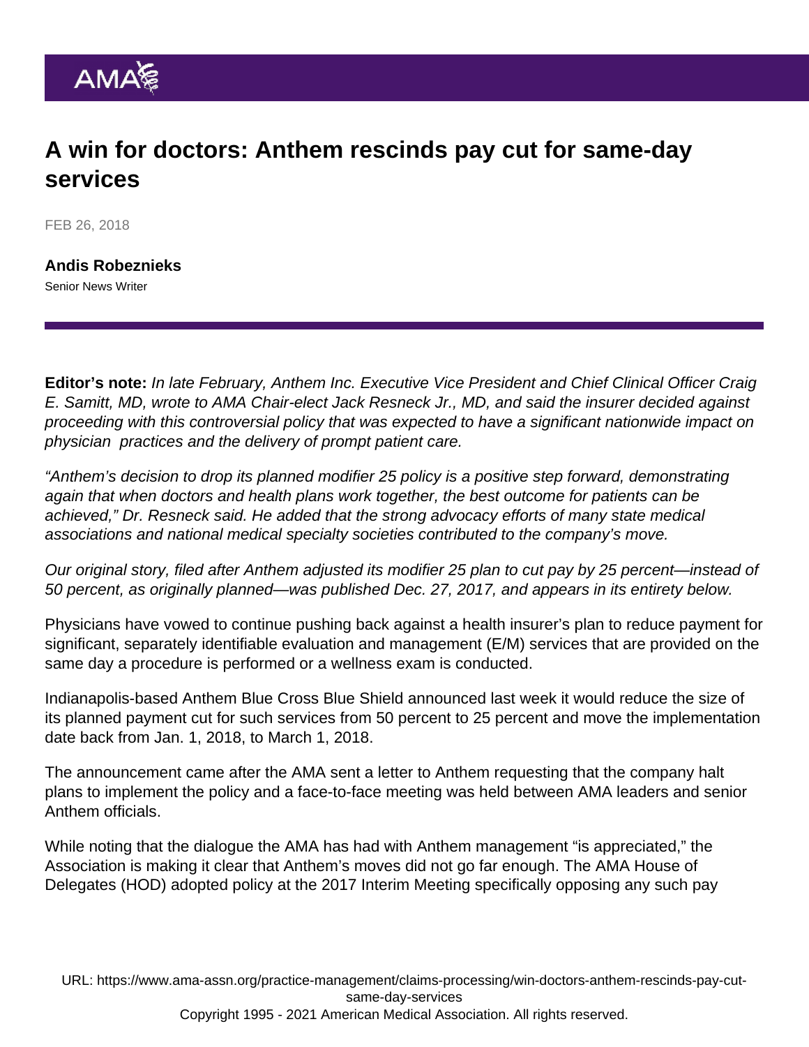# A win for doctors: Anthem rescinds pay cut for same-day services

FEB 26, 2018

**Andis Robeznieks**
Senior News Writer

**Editor's note:** *In late February, Anthem Inc. Executive Vice President and Chief Clinical Officer Craig E. Samitt, MD, wrote to AMA Chair-elect Jack Resneck Jr., MD, and said the insurer decided against proceeding with this controversial policy that was expected to have a significant nationwide impact on physician practices and the delivery of prompt patient care.*

*"Anthem's decision to drop its planned modifier 25 policy is a positive step forward, demonstrating again that when doctors and health plans work together, the best outcome for patients can be achieved," Dr. Resneck said. He added that the strong advocacy efforts of many state medical associations and national medical specialty societies contributed to the company's move.*

*Our original story, filed after Anthem adjusted its modifier 25 plan to cut pay by 25 percent—instead of 50 percent, as originally planned—was published Dec. 27, 2017, and appears in its entirety below.*

Physicians have vowed to continue pushing back against a health insurer's plan to reduce payment for significant, separately identifiable evaluation and management (E/M) services that are provided on the same day a procedure is performed or a wellness exam is conducted.

Indianapolis-based Anthem Blue Cross Blue Shield announced last week it would reduce the size of its planned payment cut for such services from 50 percent to 25 percent and move the implementation date back from Jan. 1, 2018, to March 1, 2018.

The announcement came after the AMA sent a letter to Anthem requesting that the company halt plans to implement the policy and a face-to-face meeting was held between AMA leaders and senior Anthem officials.

While noting that the dialogue the AMA has had with Anthem management "is appreciated," the Association is making it clear that Anthem's moves did not go far enough. The AMA House of Delegates (HOD) adopted policy at the 2017 Interim Meeting specifically opposing any such pay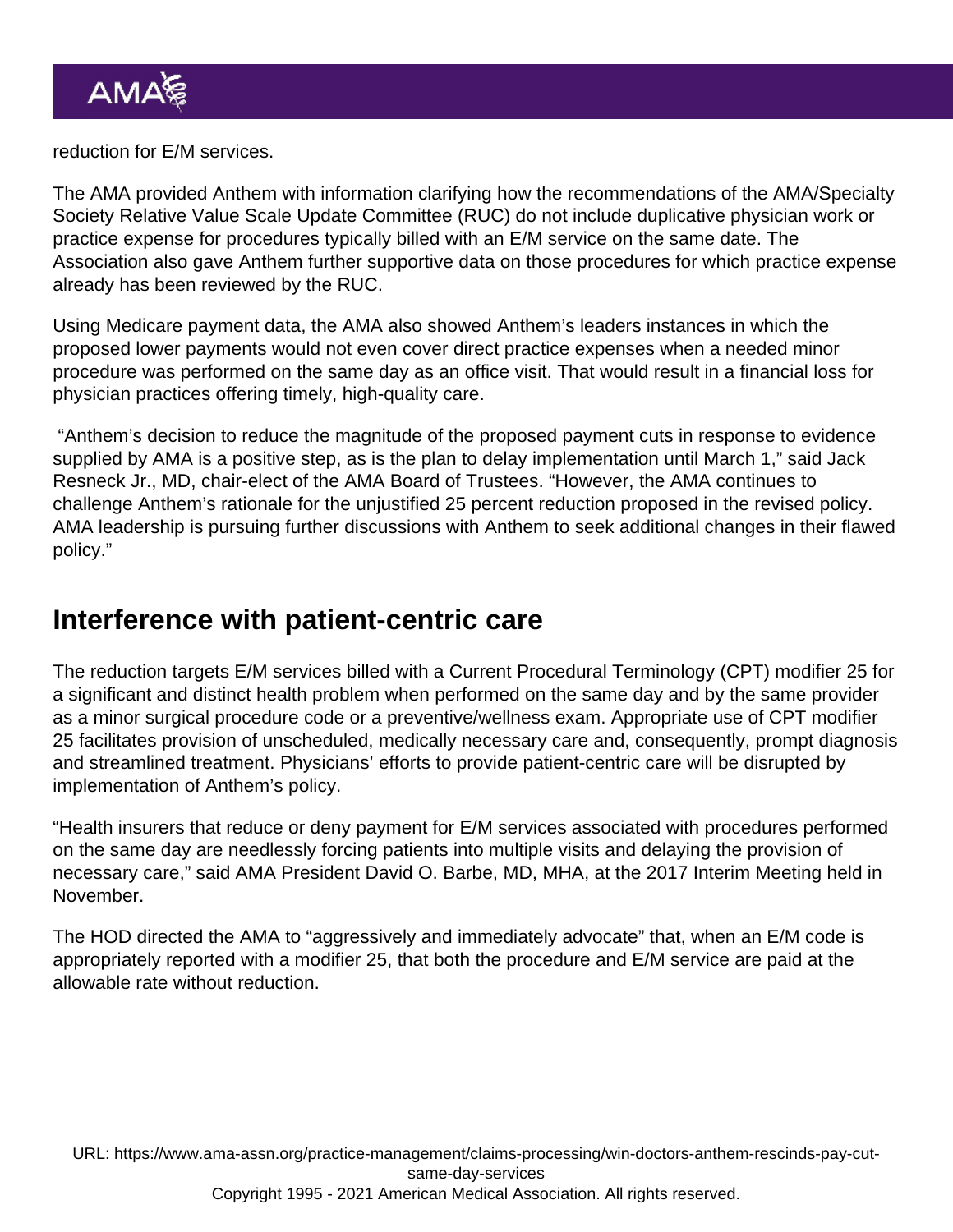reduction for E/M services.

The AMA provided Anthem with information clarifying how the recommendations of the AMA/Specialty Society Relative Value Scale Update Committee (RUC) do not include duplicative physician work or practice expense for procedures typically billed with an E/M service on the same date. The Association also gave Anthem further supportive data on those procedures for which practice expense already has been reviewed by the RUC.

Using Medicare payment data, the AMA also showed Anthem's leaders instances in which the proposed lower payments would not even cover direct practice expenses when a needed minor procedure was performed on the same day as an office visit. That would result in a financial loss for physician practices offering timely, high-quality care.

"Anthem's decision to reduce the magnitude of the proposed payment cuts in response to evidence supplied by AMA is a positive step, as is the plan to delay implementation until March 1," said Jack Resneck Jr., MD, chair-elect of the AMA Board of Trustees. "However, the AMA continues to challenge Anthem's rationale for the unjustified 25 percent reduction proposed in the revised policy. AMA leadership is pursuing further discussions with Anthem to seek additional changes in their flawed policy."

## Interference with patient-centric care

The reduction targets E/M services billed with a Current Procedural Terminology (CPT) modifier 25 for a significant and distinct health problem when performed on the same day and by the same provider as a minor surgical procedure code or a preventive/wellness exam. Appropriate use of CPT modifier 25 facilitates provision of unscheduled, medically necessary care and, consequently, prompt diagnosis and streamlined treatment. Physicians' efforts to provide patient-centric care will be disrupted by implementation of Anthem's policy.

"Health insurers that reduce or deny payment for E/M services associated with procedures performed on the same day are needlessly forcing patients into multiple visits and delaying the provision of necessary care," said AMA President David O. Barbe, MD, MHA, at the 2017 Interim Meeting held in November.

The HOD directed the AMA to "aggressively and immediately advocate" that, when an E/M code is appropriately reported with a modifier 25, that both the procedure and E/M service are paid at the allowable rate without reduction.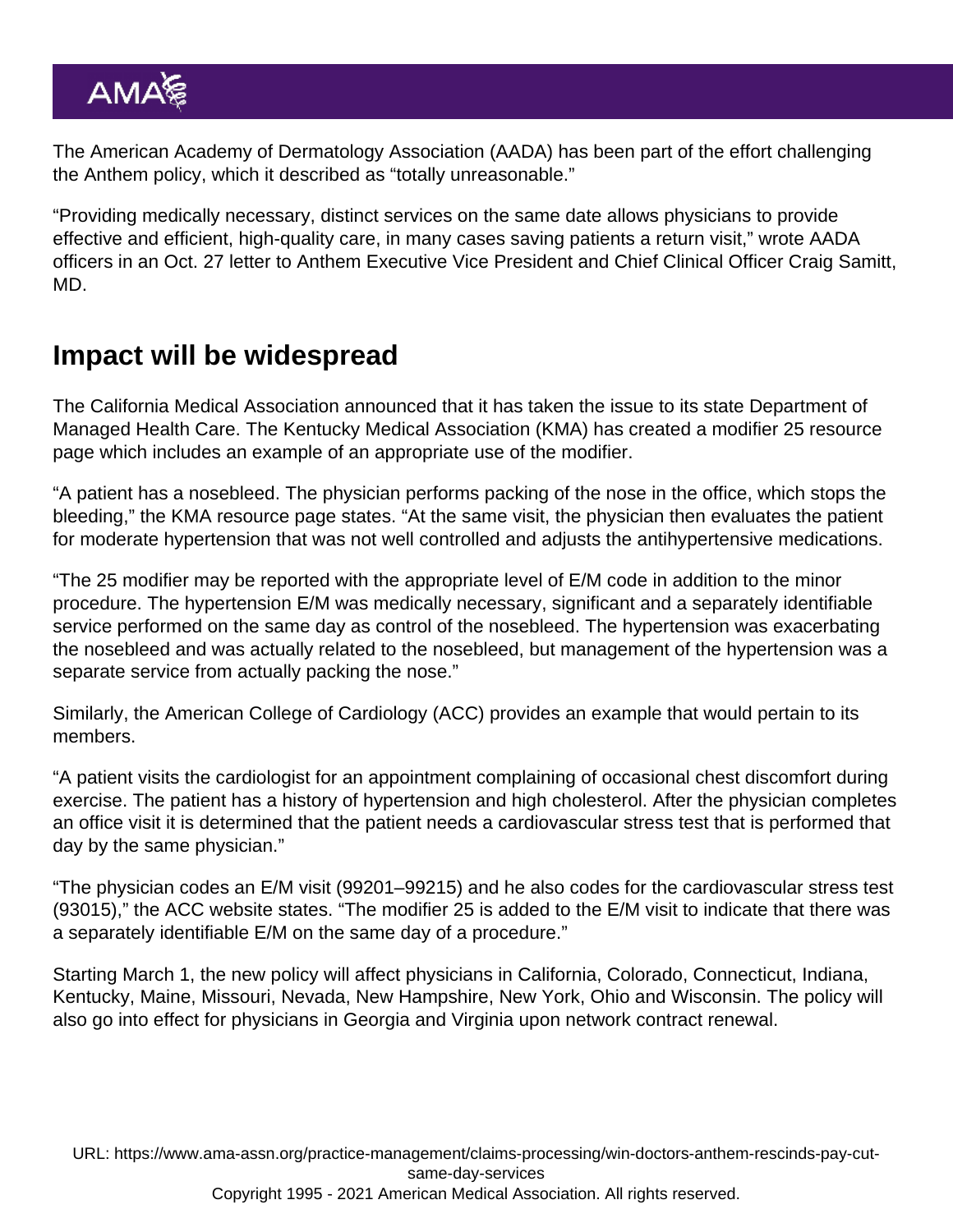The American Academy of Dermatology Association (AADA) has been part of the effort challenging the Anthem policy, which it described as "totally unreasonable."

"Providing medically necessary, distinct services on the same date allows physicians to provide effective and efficient, high-quality care, in many cases saving patients a return visit," wrote AADA officers in an Oct. 27 letter to Anthem Executive Vice President and Chief Clinical Officer Craig Samitt, MD.

## Impact will be widespread

The California Medical Association announced that it has taken the issue to its state Department of Managed Health Care. The Kentucky Medical Association (KMA) has created a modifier 25 resource page which includes an example of an appropriate use of the modifier.

"A patient has a nosebleed. The physician performs packing of the nose in the office, which stops the bleeding," the KMA resource page states. "At the same visit, the physician then evaluates the patient for moderate hypertension that was not well controlled and adjusts the antihypertensive medications.

"The 25 modifier may be reported with the appropriate level of E/M code in addition to the minor procedure. The hypertension E/M was medically necessary, significant and a separately identifiable service performed on the same day as control of the nosebleed. The hypertension was exacerbating the nosebleed and was actually related to the nosebleed, but management of the hypertension was a separate service from actually packing the nose."

Similarly, the American College of Cardiology (ACC) provides an example that would pertain to its members.

"A patient visits the cardiologist for an appointment complaining of occasional chest discomfort during exercise. The patient has a history of hypertension and high cholesterol. After the physician completes an office visit it is determined that the patient needs a cardiovascular stress test that is performed that day by the same physician."

"The physician codes an E/M visit (99201–99215) and he also codes for the cardiovascular stress test (93015)," the ACC website states. "The modifier 25 is added to the E/M visit to indicate that there was a separately identifiable E/M on the same day of a procedure."

Starting March 1, the new policy will affect physicians in California, Colorado, Connecticut, Indiana, Kentucky, Maine, Missouri, Nevada, New Hampshire, New York, Ohio and Wisconsin. The policy will also go into effect for physicians in Georgia and Virginia upon network contract renewal.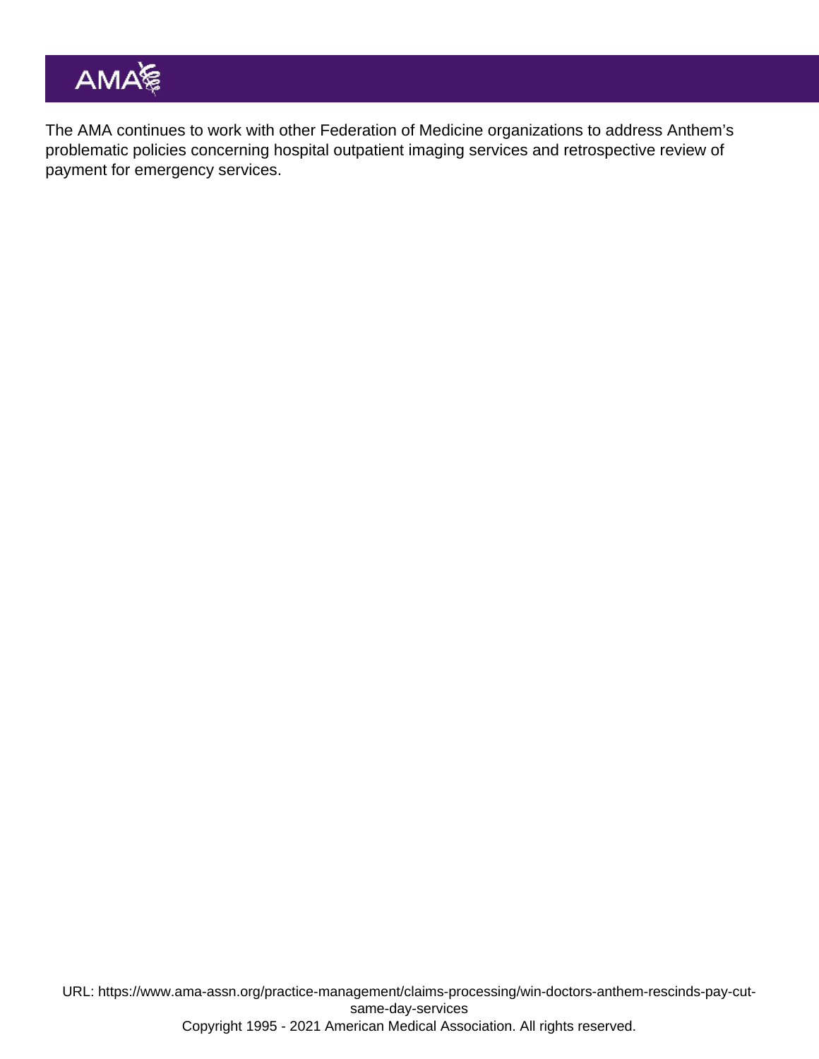The AMA continues to work with other Federation of Medicine organizations to address Anthem's problematic policies concerning hospital outpatient imaging services and retrospective review of payment for emergency services.